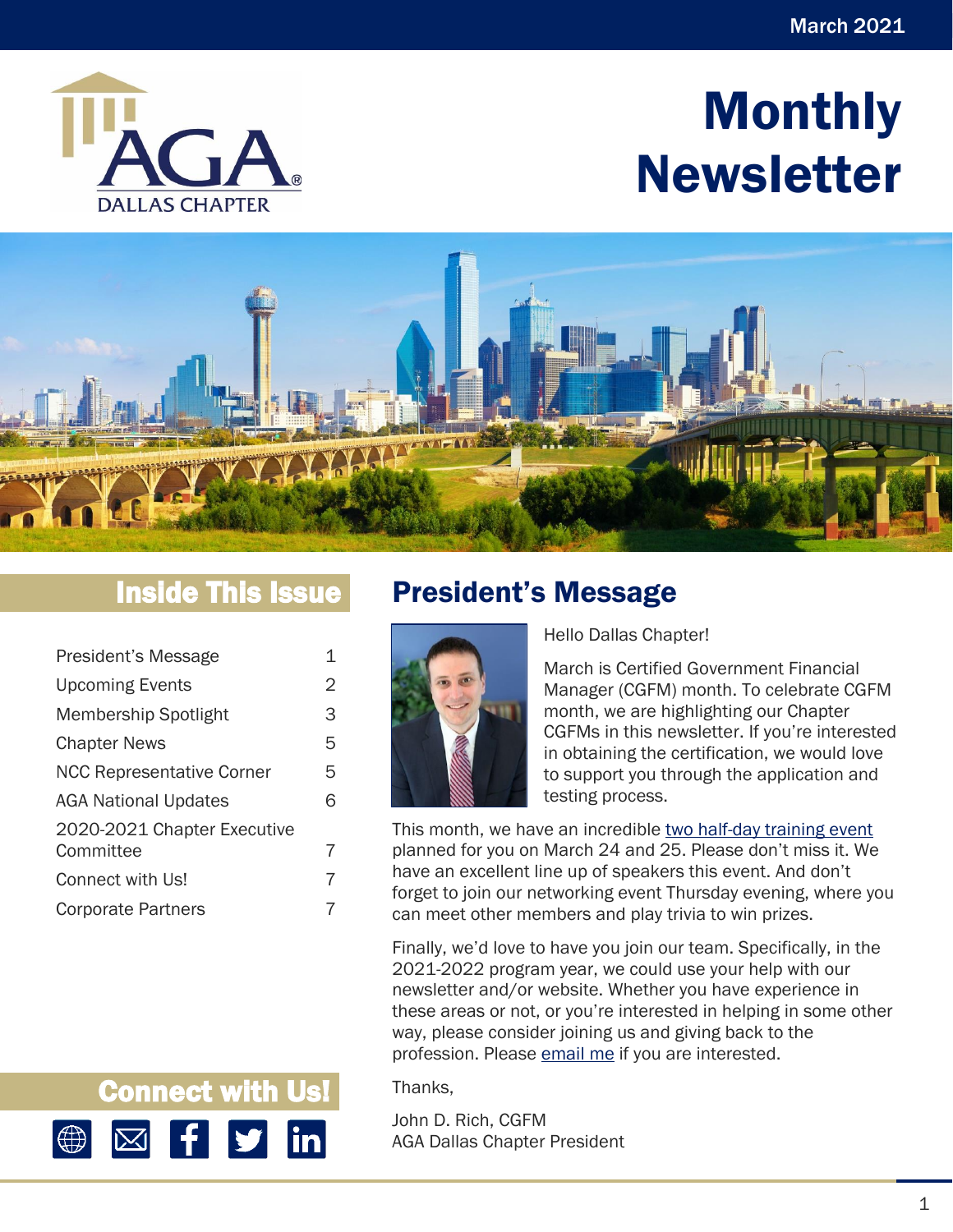March 2021

# Monthly Newsletter

AGA DALLAS CHAPTER

## Inside This Issue

| | |
|---|---|
| President's Message | 1 |
| Upcoming Events | 2 |
| Membership Spotlight | 3 |
| Chapter News | 5 |
| NCC Representative Corner | 5 |
| AGA National Updates | 6 |
| 2020-2021 Chapter Executive Committee | 7 |
| Connect with Us! | 7 |
| Corporate Partners | 7 |

## President's Message

Hello Dallas Chapter!

March is Certified Government Financial Manager (CGFM) month. To celebrate CGFM month, we are highlighting our Chapter CGFMs in this newsletter. If you're interested in obtaining the certification, we would love to support you through the application and testing process.

This month, we have an incredible two half-day training event planned for you on March 24 and 25. Please don't miss it. We have an excellent line up of speakers this event. And don't forget to join our networking event Thursday evening, where you can meet other members and play trivia to win prizes.

Finally, we'd love to have you join our team. Specifically, in the 2021-2022 program year, we could use your help with our newsletter and/or website. Whether you have experience in these areas or not, or you're interested in helping in some other way, please consider joining us and giving back to the profession. Please email me if you are interested.

Thanks,

John D. Rich, CGFM
AGA Dallas Chapter President

## Connect with Us!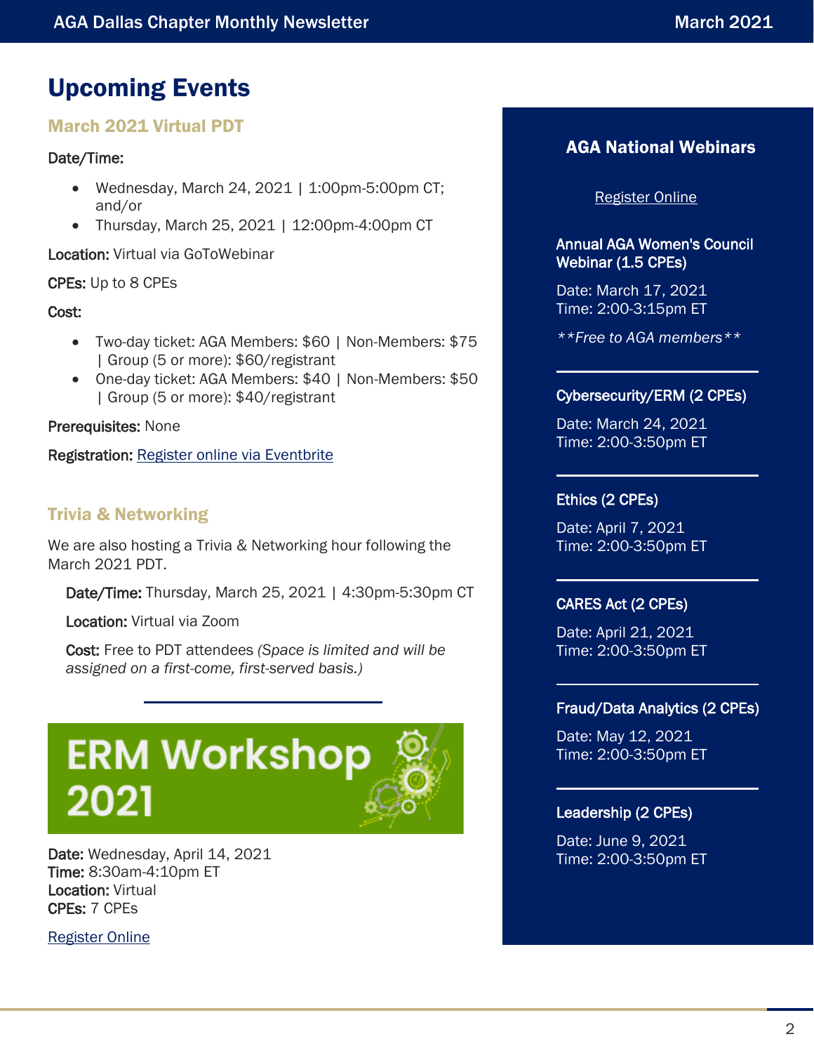# Upcoming Events

## March 2021 Virtual PDT

**Date/Time:**

- Wednesday, March 24, 2021 | 1:00pm-5:00pm CT; and/or
- Thursday, March 25, 2021 | 12:00pm-4:00pm CT

**Location:** Virtual via GoToWebinar

**CPEs:** Up to 8 CPEs

**Cost:**

- Two-day ticket: AGA Members: $60 | Non-Members: $75 | Group (5 or more): $60/registrant
- One-day ticket: AGA Members: $40 | Non-Members: $50 | Group (5 or more): $40/registrant

**Prerequisites:** None

**Registration:** Register online via Eventbrite

## Trivia & Networking

We are also hosting a Trivia & Networking hour following the March 2021 PDT.

**Date/Time:** Thursday, March 25, 2021 | 4:30pm-5:30pm CT

**Location:** Virtual via Zoom

**Cost:** Free to PDT attendees *(Space is limited and will be assigned on a first-come, first-served basis.)*

---

## ERM Workshop 2021

**Date:** Wednesday, April 14, 2021
**Time:** 8:30am-4:10pm ET
**Location:** Virtual
**CPEs:** 7 CPEs

Register Online

## AGA National Webinars

Register Online

### Annual AGA Women's Council Webinar (1.5 CPEs)

Date: March 17, 2021
Time: 2:00-3:15pm ET

*\*\*Free to AGA members\*\**

---

### Cybersecurity/ERM (2 CPEs)

Date: March 24, 2021
Time: 2:00-3:50pm ET

---

### Ethics (2 CPEs)

Date: April 7, 2021
Time: 2:00-3:50pm ET

---

### CARES Act (2 CPEs)

Date: April 21, 2021
Time: 2:00-3:50pm ET

---

### Fraud/Data Analytics (2 CPEs)

Date: May 12, 2021
Time: 2:00-3:50pm ET

---

### Leadership (2 CPEs)

Date: June 9, 2021
Time: 2:00-3:50pm ET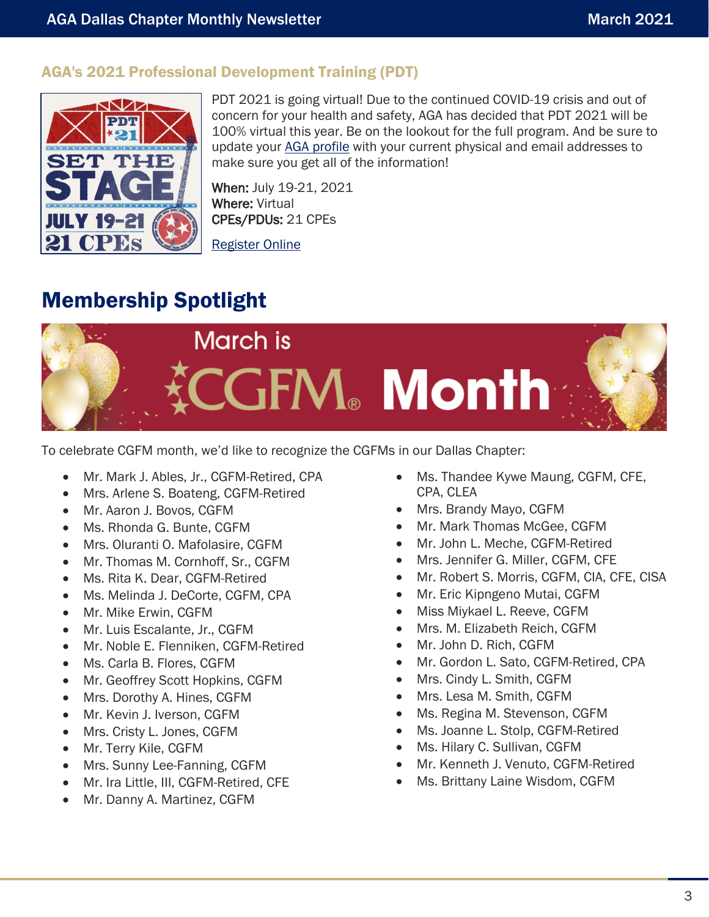## AGA's 2021 Professional Development Training (PDT)

PDT 2021 is going virtual! Due to the continued COVID-19 crisis and out of concern for your health and safety, AGA has decided that PDT 2021 will be 100% virtual this year. Be on the lookout for the full program. And be sure to update your AGA profile with your current physical and email addresses to make sure you get all of the information!

**When:** July 19-21, 2021
**Where:** Virtual
**CPEs/PDUs:** 21 CPEs

Register Online

# Membership Spotlight

March is CGFM® Month

To celebrate CGFM month, we'd like to recognize the CGFMs in our Dallas Chapter:

- Mr. Mark J. Ables, Jr., CGFM-Retired, CPA
- Mrs. Arlene S. Boateng, CGFM-Retired
- Mr. Aaron J. Bovos, CGFM
- Ms. Rhonda G. Bunte, CGFM
- Mrs. Oluranti O. Mafolasire, CGFM
- Mr. Thomas M. Cornhoff, Sr., CGFM
- Ms. Rita K. Dear, CGFM-Retired
- Ms. Melinda J. DeCorte, CGFM, CPA
- Mr. Mike Erwin, CGFM
- Mr. Luis Escalante, Jr., CGFM
- Mr. Noble E. Flenniken, CGFM-Retired
- Ms. Carla B. Flores, CGFM
- Mr. Geoffrey Scott Hopkins, CGFM
- Mrs. Dorothy A. Hines, CGFM
- Mr. Kevin J. Iverson, CGFM
- Mrs. Cristy L. Jones, CGFM
- Mr. Terry Kile, CGFM
- Mrs. Sunny Lee-Fanning, CGFM
- Mr. Ira Little, III, CGFM-Retired, CFE
- Mr. Danny A. Martinez, CGFM
- Ms. Thandee Kywe Maung, CGFM, CFE, CPA, CLEA
- Mrs. Brandy Mayo, CGFM
- Mr. Mark Thomas McGee, CGFM
- Mr. John L. Meche, CGFM-Retired
- Mrs. Jennifer G. Miller, CGFM, CFE
- Mr. Robert S. Morris, CGFM, CIA, CFE, CISA
- Mr. Eric Kipngeno Mutai, CGFM
- Miss Miykael L. Reeve, CGFM
- Mrs. M. Elizabeth Reich, CGFM
- Mr. John D. Rich, CGFM
- Mr. Gordon L. Sato, CGFM-Retired, CPA
- Mrs. Cindy L. Smith, CGFM
- Mrs. Lesa M. Smith, CGFM
- Ms. Regina M. Stevenson, CGFM
- Ms. Joanne L. Stolp, CGFM-Retired
- Ms. Hilary C. Sullivan, CGFM
- Mr. Kenneth J. Venuto, CGFM-Retired
- Ms. Brittany Laine Wisdom, CGFM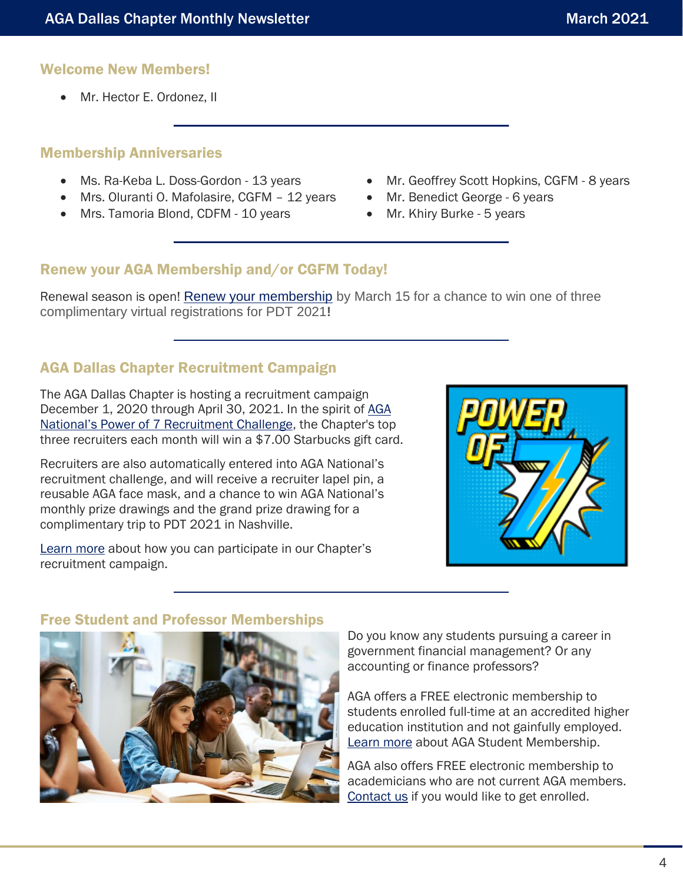## Welcome New Members!

- Mr. Hector E. Ordonez, II

## Membership Anniversaries

- Ms. Ra-Keba L. Doss-Gordon - 13 years
- Mrs. Oluranti O. Mafolasire, CGFM – 12 years
- Mrs. Tamoria Blond, CDFM - 10 years
- Mr. Geoffrey Scott Hopkins, CGFM - 8 years
- Mr. Benedict George - 6 years
- Mr. Khiry Burke - 5 years

## Renew your AGA Membership and/or CGFM Today!

Renewal season is open! Renew your membership by March 15 for a chance to win one of three complimentary virtual registrations for PDT 2021!

## AGA Dallas Chapter Recruitment Campaign

The AGA Dallas Chapter is hosting a recruitment campaign December 1, 2020 through April 30, 2021. In the spirit of AGA National's Power of 7 Recruitment Challenge, the Chapter's top three recruiters each month will win a $7.00 Starbucks gift card.

Recruiters are also automatically entered into AGA National's recruitment challenge, and will receive a recruiter lapel pin, a reusable AGA face mask, and a chance to win AGA National's monthly prize drawings and the grand prize drawing for a complimentary trip to PDT 2021 in Nashville.

Learn more about how you can participate in our Chapter's recruitment campaign.

## Free Student and Professor Memberships

Do you know any students pursuing a career in government financial management? Or any accounting or finance professors?

AGA offers a FREE electronic membership to students enrolled full-time at an accredited higher education institution and not gainfully employed. Learn more about AGA Student Membership.

AGA also offers FREE electronic membership to academicians who are not current AGA members. Contact us if you would like to get enrolled.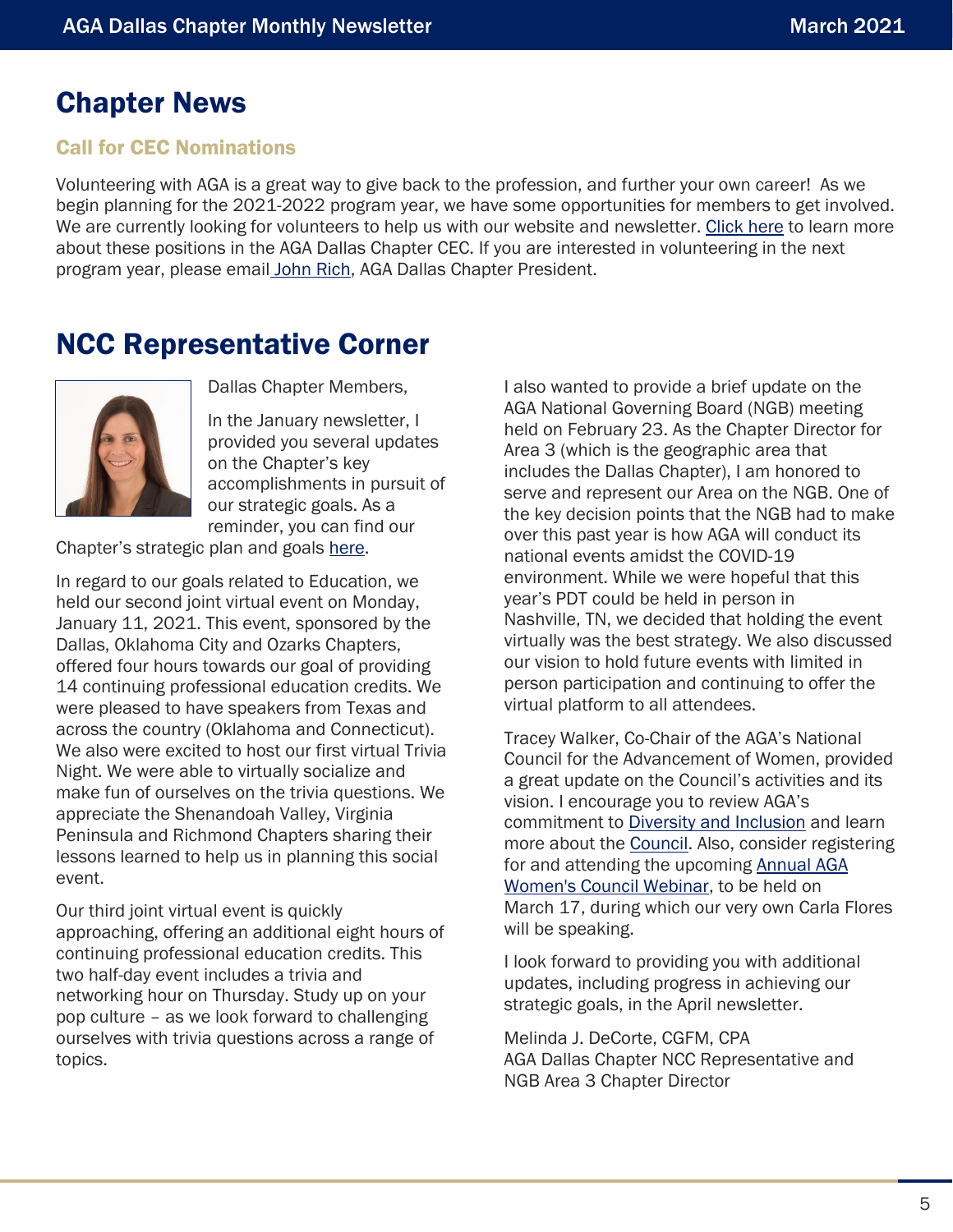# Chapter News

### Call for CEC Nominations

Volunteering with AGA is a great way to give back to the profession, and further your own career! As we begin planning for the 2021-2022 program year, we have some opportunities for members to get involved. We are currently looking for volunteers to help us with our website and newsletter. Click here to learn more about these positions in the AGA Dallas Chapter CEC. If you are interested in volunteering in the next program year, please email John Rich, AGA Dallas Chapter President.

# NCC Representative Corner

Dallas Chapter Members,

In the January newsletter, I provided you several updates on the Chapter's key accomplishments in pursuit of our strategic goals. As a reminder, you can find our Chapter's strategic plan and goals here.

In regard to our goals related to Education, we held our second joint virtual event on Monday, January 11, 2021. This event, sponsored by the Dallas, Oklahoma City and Ozarks Chapters, offered four hours towards our goal of providing 14 continuing professional education credits. We were pleased to have speakers from Texas and across the country (Oklahoma and Connecticut). We also were excited to host our first virtual Trivia Night. We were able to virtually socialize and make fun of ourselves on the trivia questions. We appreciate the Shenandoah Valley, Virginia Peninsula and Richmond Chapters sharing their lessons learned to help us in planning this social event.

Our third joint virtual event is quickly approaching, offering an additional eight hours of continuing professional education credits. This two half-day event includes a trivia and networking hour on Thursday. Study up on your pop culture – as we look forward to challenging ourselves with trivia questions across a range of topics.

I also wanted to provide a brief update on the AGA National Governing Board (NGB) meeting held on February 23. As the Chapter Director for Area 3 (which is the geographic area that includes the Dallas Chapter), I am honored to serve and represent our Area on the NGB. One of the key decision points that the NGB had to make over this past year is how AGA will conduct its national events amidst the COVID-19 environment. While we were hopeful that this year's PDT could be held in person in Nashville, TN, we decided that holding the event virtually was the best strategy. We also discussed our vision to hold future events with limited in person participation and continuing to offer the virtual platform to all attendees.

Tracey Walker, Co-Chair of the AGA's National Council for the Advancement of Women, provided a great update on the Council's activities and its vision. I encourage you to review AGA's commitment to Diversity and Inclusion and learn more about the Council. Also, consider registering for and attending the upcoming Annual AGA Women's Council Webinar, to be held on March 17, during which our very own Carla Flores will be speaking.

I look forward to providing you with additional updates, including progress in achieving our strategic goals, in the April newsletter.

Melinda J. DeCorte, CGFM, CPA
AGA Dallas Chapter NCC Representative and
NGB Area 3 Chapter Director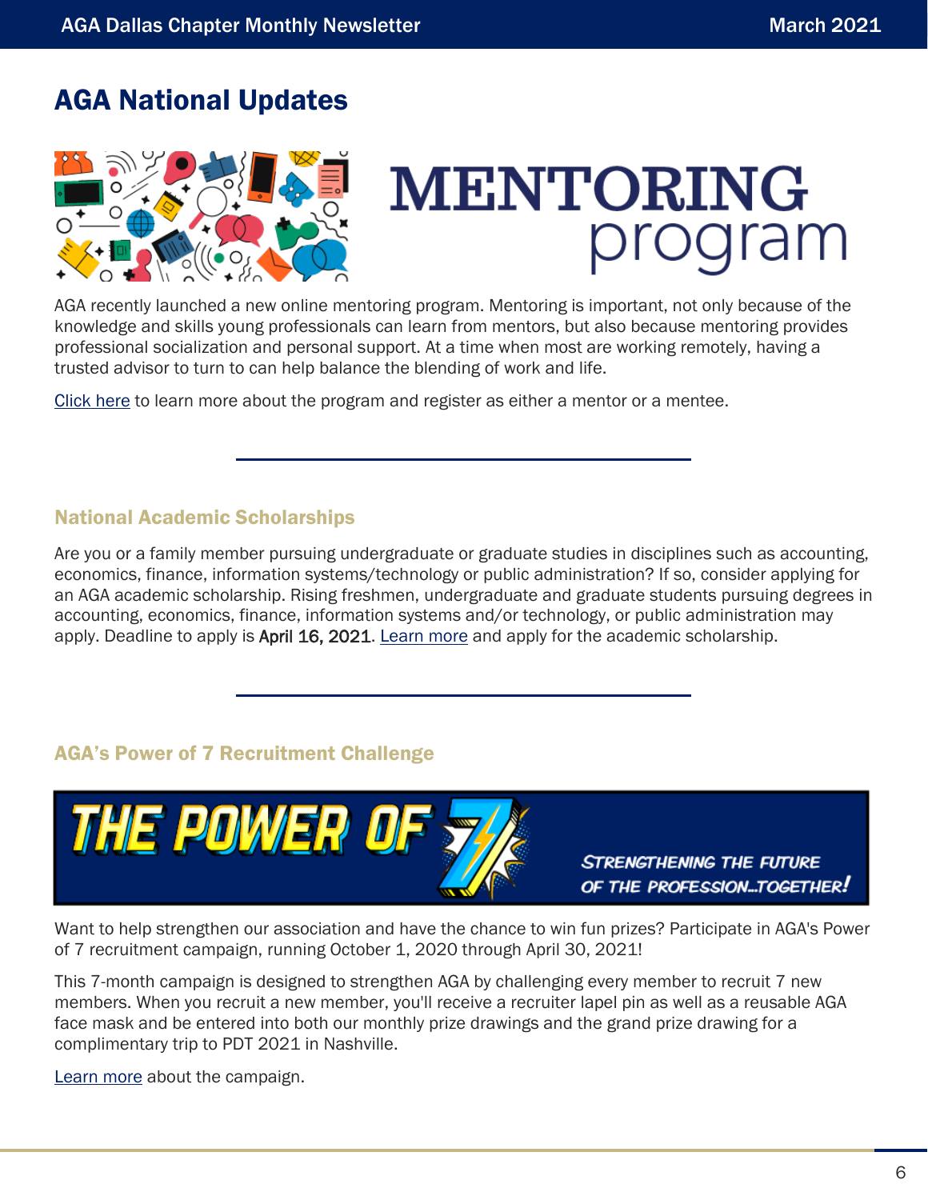# AGA National Updates

MENTORING program

AGA recently launched a new online mentoring program. Mentoring is important, not only because of the knowledge and skills young professionals can learn from mentors, but also because mentoring provides professional socialization and personal support. At a time when most are working remotely, having a trusted advisor to turn to can help balance the blending of work and life.

Click here to learn more about the program and register as either a mentor or a mentee.

---

## National Academic Scholarships

Are you or a family member pursuing undergraduate or graduate studies in disciplines such as accounting, economics, finance, information systems/technology or public administration? If so, consider applying for an AGA academic scholarship. Rising freshmen, undergraduate and graduate students pursuing degrees in accounting, economics, finance, information systems and/or technology, or public administration may apply. Deadline to apply is April 16, 2021. Learn more and apply for the academic scholarship.

---

## AGA's Power of 7 Recruitment Challenge

THE POWER OF 7

*STRENGTHENING THE FUTURE OF THE PROFESSION...TOGETHER!*

Want to help strengthen our association and have the chance to win fun prizes? Participate in AGA's Power of 7 recruitment campaign, running October 1, 2020 through April 30, 2021!

This 7-month campaign is designed to strengthen AGA by challenging every member to recruit 7 new members. When you recruit a new member, you'll receive a recruiter lapel pin as well as a reusable AGA face mask and be entered into both our monthly prize drawings and the grand prize drawing for a complimentary trip to PDT 2021 in Nashville.

Learn more about the campaign.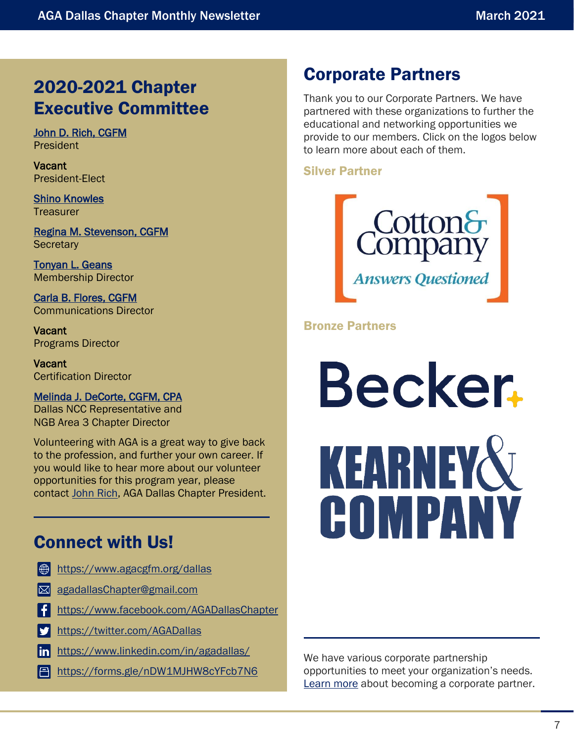## 2020-2021 Chapter Executive Committee

John D. Rich, CGFM
President

Vacant
President-Elect

Shino Knowles
Treasurer

Regina M. Stevenson, CGFM
Secretary

Tonyan L. Geans
Membership Director

Carla B. Flores, CGFM
Communications Director

Vacant
Programs Director

Vacant
Certification Director

Melinda J. DeCorte, CGFM, CPA
Dallas NCC Representative and
NGB Area 3 Chapter Director

Volunteering with AGA is a great way to give back to the profession, and further your own career. If you would like to hear more about our volunteer opportunities for this program year, please contact John Rich, AGA Dallas Chapter President.

## Connect with Us!

- https://www.agacgfm.org/dallas
- agadallasChapter@gmail.com
- https://www.facebook.com/AGADallasChapter
- https://twitter.com/AGADallas
- https://www.linkedin.com/in/agadallas/
- https://forms.gle/nDW1MJHW8cYFcb7N6

## Corporate Partners

Thank you to our Corporate Partners. We have partnered with these organizations to further the educational and networking opportunities we provide to our members. Click on the logos below to learn more about each of them.

### Silver Partner

Cotton& Company
*Answers Questioned*

### Bronze Partners

Becker

KEARNEY& COMPANY

We have various corporate partnership opportunities to meet your organization's needs. Learn more about becoming a corporate partner.